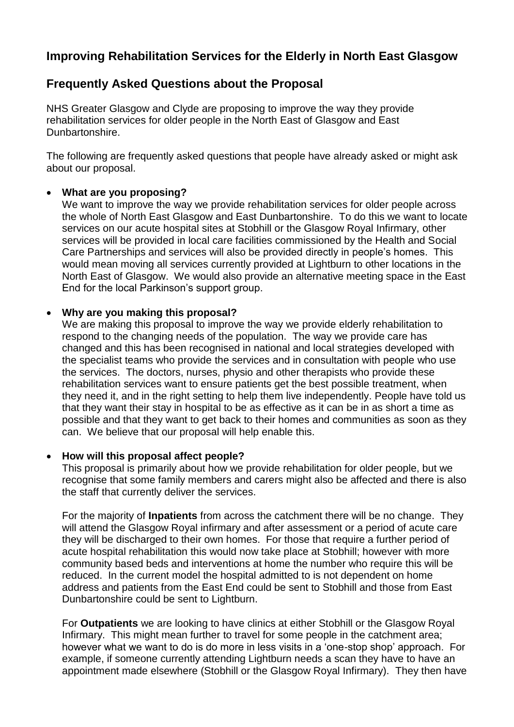# Improving Rehabilitation Services for the Elderly in North East Glasgow

## Frequently Asked Questions about the Proposal

NHS Greater Glasgow and Clyde are proposing to improve the way they provide rehabilitation services for older people in the North East of Glasgow and East Dunbartonshire.

The following are frequently asked questions that people have already asked or might ask about our proposal.

- **What are you proposing?**

  We want to improve the way we provide rehabilitation services for older people across the whole of North East Glasgow and East Dunbartonshire. To do this we want to locate services on our acute hospital sites at Stobhill or the Glasgow Royal Infirmary, other services will be provided in local care facilities commissioned by the Health and Social Care Partnerships and services will also be provided directly in people's homes. This would mean moving all services currently provided at Lightburn to other locations in the North East of Glasgow. We would also provide an alternative meeting space in the East End for the local Parkinson's support group.

- **Why are you making this proposal?**

  We are making this proposal to improve the way we provide elderly rehabilitation to respond to the changing needs of the population. The way we provide care has changed and this has been recognised in national and local strategies developed with the specialist teams who provide the services and in consultation with people who use the services. The doctors, nurses, physio and other therapists who provide these rehabilitation services want to ensure patients get the best possible treatment, when they need it, and in the right setting to help them live independently. People have told us that they want their stay in hospital to be as effective as it can be in as short a time as possible and that they want to get back to their homes and communities as soon as they can. We believe that our proposal will help enable this.

- **How will this proposal affect people?**

  This proposal is primarily about how we provide rehabilitation for older people, but we recognise that some family members and carers might also be affected and there is also the staff that currently deliver the services.

  For the majority of **Inpatients** from across the catchment there will be no change. They will attend the Glasgow Royal infirmary and after assessment or a period of acute care they will be discharged to their own homes. For those that require a further period of acute hospital rehabilitation this would now take place at Stobhill; however with more community based beds and interventions at home the number who require this will be reduced. In the current model the hospital admitted to is not dependent on home address and patients from the East End could be sent to Stobhill and those from East Dunbartonshire could be sent to Lightburn.

  For **Outpatients** we are looking to have clinics at either Stobhill or the Glasgow Royal Infirmary. This might mean further to travel for some people in the catchment area; however what we want to do is do more in less visits in a 'one-stop shop' approach. For example, if someone currently attending Lightburn needs a scan they have to have an appointment made elsewhere (Stobhill or the Glasgow Royal Infirmary). They then have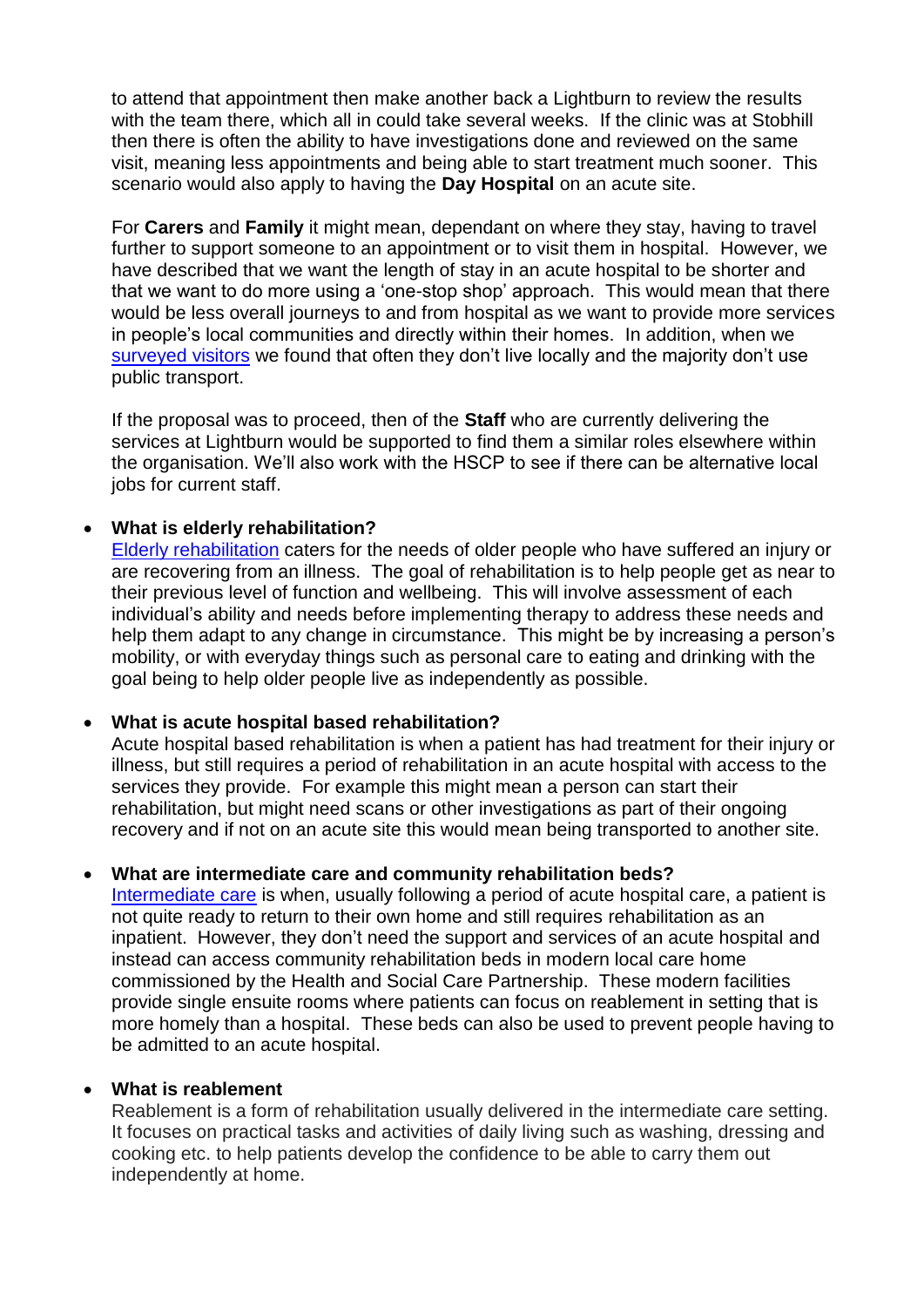to attend that appointment then make another back a Lightburn to review the results with the team there, which all in could take several weeks. If the clinic was at Stobhill then there is often the ability to have investigations done and reviewed on the same visit, meaning less appointments and being able to start treatment much sooner. This scenario would also apply to having the **Day Hospital** on an acute site.

For **Carers** and **Family** it might mean, dependant on where they stay, having to travel further to support someone to an appointment or to visit them in hospital. However, we have described that we want the length of stay in an acute hospital to be shorter and that we want to do more using a 'one-stop shop' approach. This would mean that there would be less overall journeys to and from hospital as we want to provide more services in people's local communities and directly within their homes. In addition, when we surveyed visitors we found that often they don't live locally and the majority don't use public transport.

If the proposal was to proceed, then of the **Staff** who are currently delivering the services at Lightburn would be supported to find them a similar roles elsewhere within the organisation. We'll also work with the HSCP to see if there can be alternative local jobs for current staff.

- **What is elderly rehabilitation?**
  Elderly rehabilitation caters for the needs of older people who have suffered an injury or are recovering from an illness. The goal of rehabilitation is to help people get as near to their previous level of function and wellbeing. This will involve assessment of each individual's ability and needs before implementing therapy to address these needs and help them adapt to any change in circumstance. This might be by increasing a person's mobility, or with everyday things such as personal care to eating and drinking with the goal being to help older people live as independently as possible.

- **What is acute hospital based rehabilitation?**
  Acute hospital based rehabilitation is when a patient has had treatment for their injury or illness, but still requires a period of rehabilitation in an acute hospital with access to the services they provide. For example this might mean a person can start their rehabilitation, but might need scans or other investigations as part of their ongoing recovery and if not on an acute site this would mean being transported to another site.

- **What are intermediate care and community rehabilitation beds?**
  Intermediate care is when, usually following a period of acute hospital care, a patient is not quite ready to return to their own home and still requires rehabilitation as an inpatient. However, they don't need the support and services of an acute hospital and instead can access community rehabilitation beds in modern local care home commissioned by the Health and Social Care Partnership. These modern facilities provide single ensuite rooms where patients can focus on reablement in setting that is more homely than a hospital. These beds can also be used to prevent people having to be admitted to an acute hospital.

- **What is reablement**
  Reablement is a form of rehabilitation usually delivered in the intermediate care setting. It focuses on practical tasks and activities of daily living such as washing, dressing and cooking etc. to help patients develop the confidence to be able to carry them out independently at home.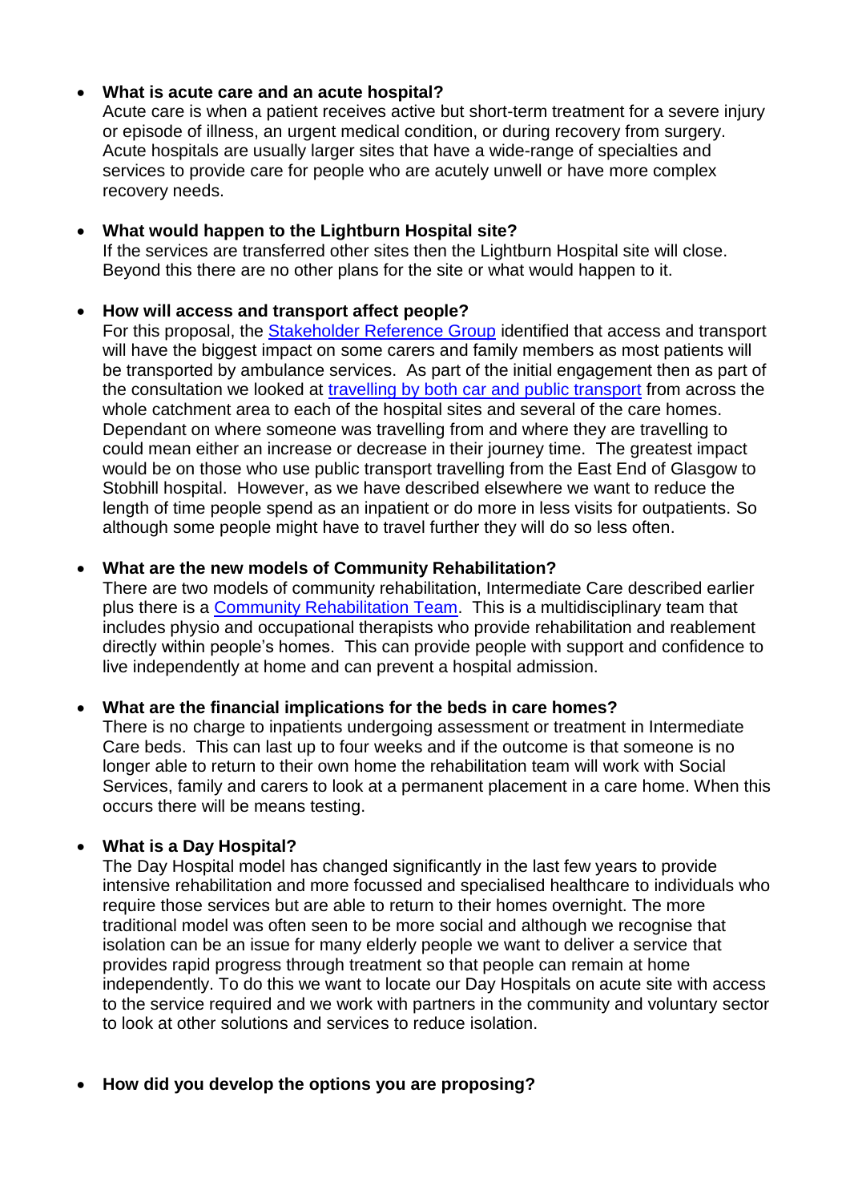- **What is acute care and an acute hospital?**
  Acute care is when a patient receives active but short-term treatment for a severe injury or episode of illness, an urgent medical condition, or during recovery from surgery. Acute hospitals are usually larger sites that have a wide-range of specialties and services to provide care for people who are acutely unwell or have more complex recovery needs.

- **What would happen to the Lightburn Hospital site?**
  If the services are transferred other sites then the Lightburn Hospital site will close. Beyond this there are no other plans for the site or what would happen to it.

- **How will access and transport affect people?**
  For this proposal, the Stakeholder Reference Group identified that access and transport will have the biggest impact on some carers and family members as most patients will be transported by ambulance services. As part of the initial engagement then as part of the consultation we looked at travelling by both car and public transport from across the whole catchment area to each of the hospital sites and several of the care homes. Dependant on where someone was travelling from and where they are travelling to could mean either an increase or decrease in their journey time. The greatest impact would be on those who use public transport travelling from the East End of Glasgow to Stobhill hospital. However, as we have described elsewhere we want to reduce the length of time people spend as an inpatient or do more in less visits for outpatients. So although some people might have to travel further they will do so less often.

- **What are the new models of Community Rehabilitation?**
  There are two models of community rehabilitation, Intermediate Care described earlier plus there is a Community Rehabilitation Team. This is a multidisciplinary team that includes physio and occupational therapists who provide rehabilitation and reablement directly within people's homes. This can provide people with support and confidence to live independently at home and can prevent a hospital admission.

- **What are the financial implications for the beds in care homes?**
  There is no charge to inpatients undergoing assessment or treatment in Intermediate Care beds. This can last up to four weeks and if the outcome is that someone is no longer able to return to their own home the rehabilitation team will work with Social Services, family and carers to look at a permanent placement in a care home. When this occurs there will be means testing.

- **What is a Day Hospital?**
  The Day Hospital model has changed significantly in the last few years to provide intensive rehabilitation and more focussed and specialised healthcare to individuals who require those services but are able to return to their homes overnight. The more traditional model was often seen to be more social and although we recognise that isolation can be an issue for many elderly people we want to deliver a service that provides rapid progress through treatment so that people can remain at home independently. To do this we want to locate our Day Hospitals on acute site with access to the service required and we work with partners in the community and voluntary sector to look at other solutions and services to reduce isolation.

- **How did you develop the options you are proposing?**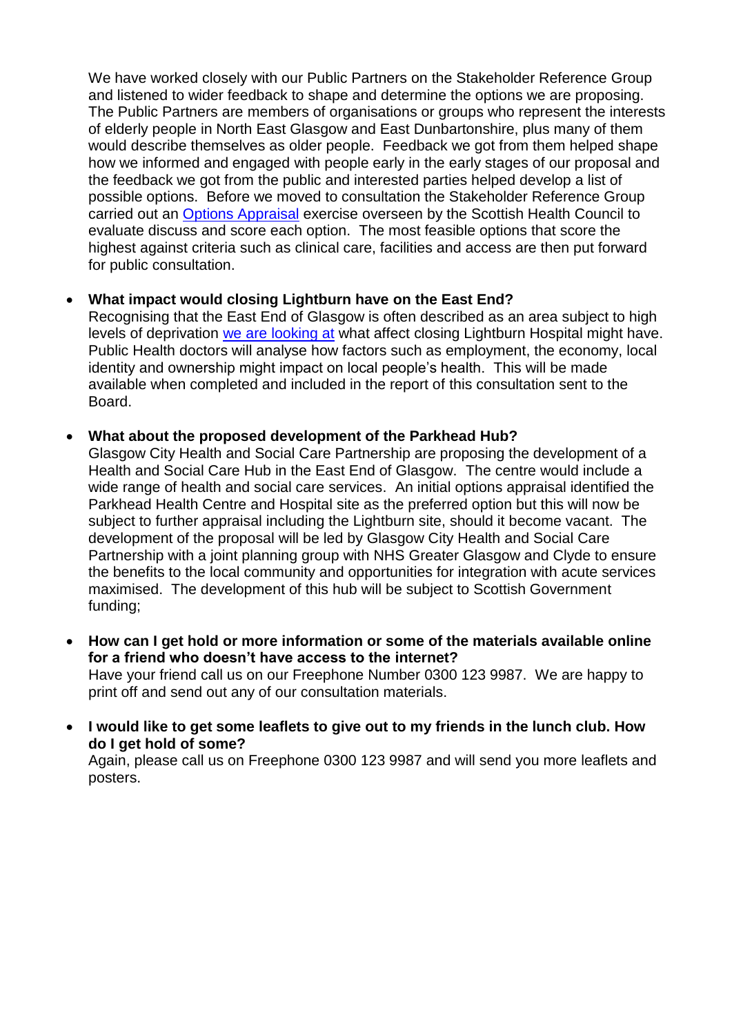We have worked closely with our Public Partners on the Stakeholder Reference Group and listened to wider feedback to shape and determine the options we are proposing. The Public Partners are members of organisations or groups who represent the interests of elderly people in North East Glasgow and East Dunbartonshire, plus many of them would describe themselves as older people. Feedback we got from them helped shape how we informed and engaged with people early in the early stages of our proposal and the feedback we got from the public and interested parties helped develop a list of possible options. Before we moved to consultation the Stakeholder Reference Group carried out an Options Appraisal exercise overseen by the Scottish Health Council to evaluate discuss and score each option. The most feasible options that score the highest against criteria such as clinical care, facilities and access are then put forward for public consultation.

- **What impact would closing Lightburn have on the East End?**
  Recognising that the East End of Glasgow is often described as an area subject to high levels of deprivation we are looking at what affect closing Lightburn Hospital might have. Public Health doctors will analyse how factors such as employment, the economy, local identity and ownership might impact on local people's health. This will be made available when completed and included in the report of this consultation sent to the Board.

- **What about the proposed development of the Parkhead Hub?**
  Glasgow City Health and Social Care Partnership are proposing the development of a Health and Social Care Hub in the East End of Glasgow. The centre would include a wide range of health and social care services. An initial options appraisal identified the Parkhead Health Centre and Hospital site as the preferred option but this will now be subject to further appraisal including the Lightburn site, should it become vacant. The development of the proposal will be led by Glasgow City Health and Social Care Partnership with a joint planning group with NHS Greater Glasgow and Clyde to ensure the benefits to the local community and opportunities for integration with acute services maximised. The development of this hub will be subject to Scottish Government funding;

- **How can I get hold or more information or some of the materials available online for a friend who doesn't have access to the internet?**
  Have your friend call us on our Freephone Number 0300 123 9987. We are happy to print off and send out any of our consultation materials.

- **I would like to get some leaflets to give out to my friends in the lunch club. How do I get hold of some?**
  Again, please call us on Freephone 0300 123 9987 and will send you more leaflets and posters.